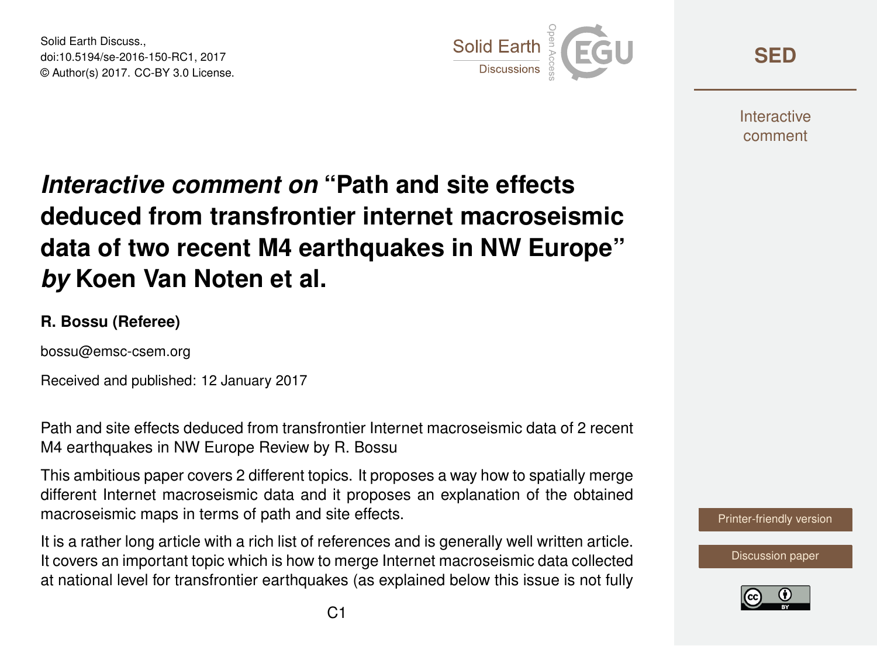# *Interactive comment on* "Path and site effects deduced from transfrontier internet macroseismic data of two recent M4 earthquakes in NW Europe" *by* Koen Van Noten et al.

**R. Bossu (Referee)**

bossu@emsc-csem.org

Received and published: 12 January 2017

Path and site effects deduced from transfrontier Internet macroseismic data of 2 recent M4 earthquakes in NW Europe Review by R. Bossu

This ambitious paper covers 2 different topics. It proposes a way how to spatially merge different Internet macroseismic data and it proposes an explanation of the obtained macroseismic maps in terms of path and site effects.

It is a rather long article with a rich list of references and is generally well written article. It covers an important topic which is how to merge Internet macroseismic data collected at national level for transfrontier earthquakes (as explained below this issue is not fully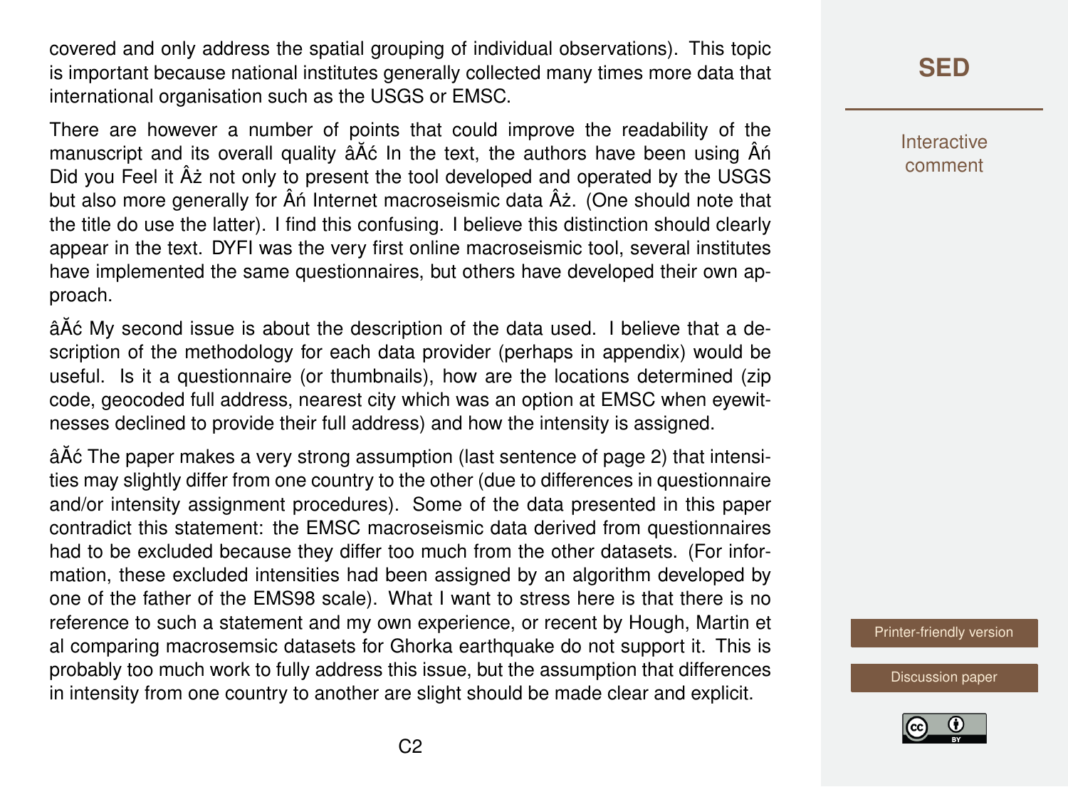covered and only address the spatial grouping of individual observations). This topic is important because national institutes generally collected many times more data that international organisation such as the USGS or EMSC.

There are however a number of points that could improve the readability of the manuscript and its overall quality âĂć In the text, the authors have been using Âń Did you Feel it Âż not only to present the tool developed and operated by the USGS but also more generally for Âń Internet macroseismic data Âż. (One should note that the title do use the latter). I find this confusing. I believe this distinction should clearly appear in the text. DYFI was the very first online macroseismic tool, several institutes have implemented the same questionnaires, but others have developed their own approach.

âĂć My second issue is about the description of the data used. I believe that a description of the methodology for each data provider (perhaps in appendix) would be useful. Is it a questionnaire (or thumbnails), how are the locations determined (zip code, geocoded full address, nearest city which was an option at EMSC when eyewitnesses declined to provide their full address) and how the intensity is assigned.

âĂć The paper makes a very strong assumption (last sentence of page 2) that intensities may slightly differ from one country to the other (due to differences in questionnaire and/or intensity assignment procedures). Some of the data presented in this paper contradict this statement: the EMSC macroseismic data derived from questionnaires had to be excluded because they differ too much from the other datasets. (For information, these excluded intensities had been assigned by an algorithm developed by one of the father of the EMS98 scale). What I want to stress here is that there is no reference to such a statement and my own experience, or recent by Hough, Martin et al comparing macrosemsic datasets for Ghorka earthquake do not support it. This is probably too much work to fully address this issue, but the assumption that differences in intensity from one country to another are slight should be made clear and explicit.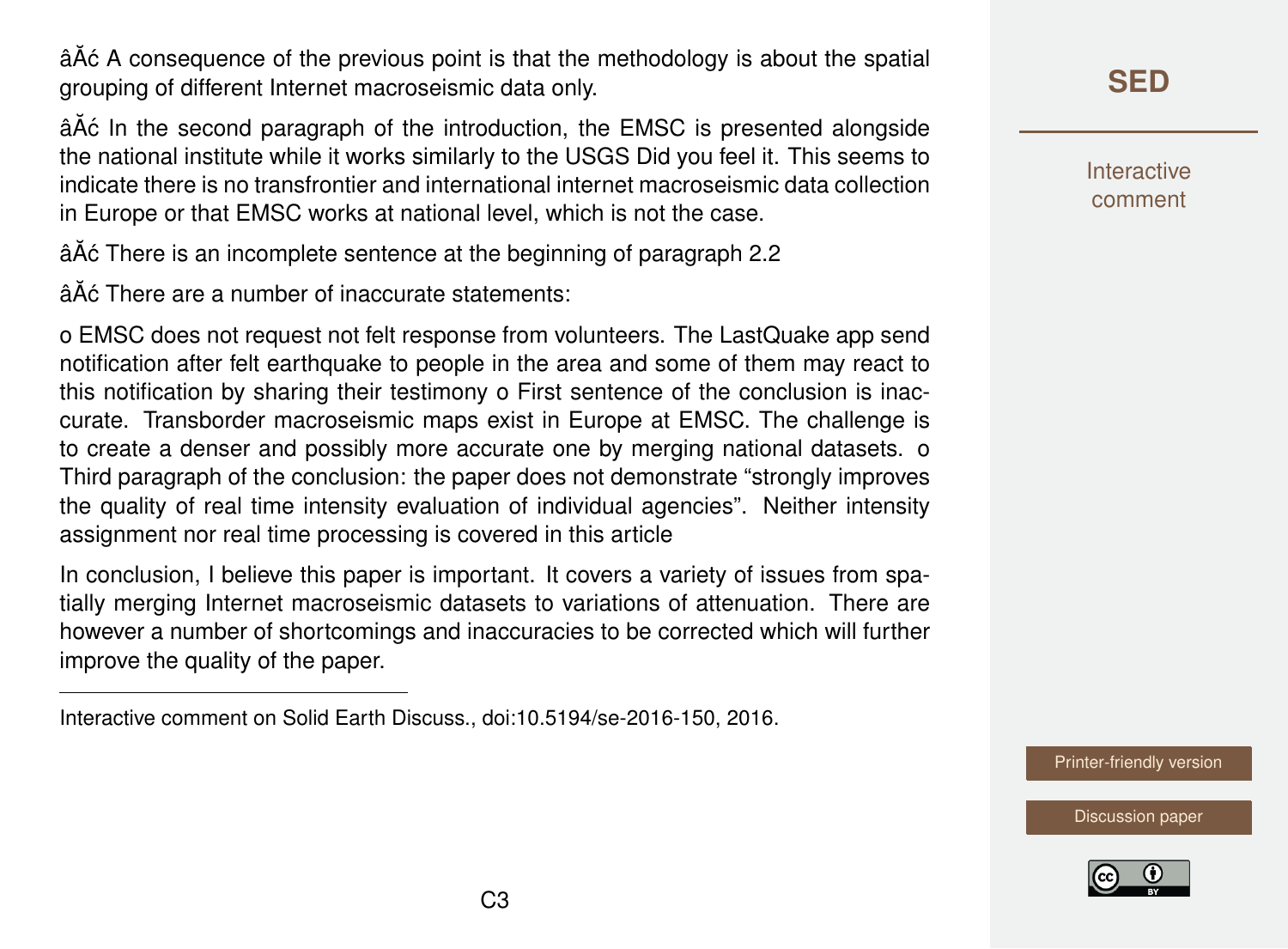- A consequence of the previous point is that the methodology is about the spatial grouping of different Internet macroseismic data only.

- In the second paragraph of the introduction, the EMSC is presented alongside the national institute while it works similarly to the USGS Did you feel it. This seems to indicate there is no transfrontier and international internet macroseismic data collection in Europe or that EMSC works at national level, which is not the case.

- There is an incomplete sentence at the beginning of paragraph 2.2

- There are a number of inaccurate statements:

  - EMSC does not request not felt response from volunteers. The LastQuake app send notification after felt earthquake to people in the area and some of them may react to this notification by sharing their testimony
  - First sentence of the conclusion is inaccurate. Transborder macroseismic maps exist in Europe at EMSC. The challenge is to create a denser and possibly more accurate one by merging national datasets.
  - Third paragraph of the conclusion: the paper does not demonstrate "strongly improves the quality of real time intensity evaluation of individual agencies". Neither intensity assignment nor real time processing is covered in this article

In conclusion, I believe this paper is important. It covers a variety of issues from spatially merging Internet macroseismic datasets to variations of attenuation. There are however a number of shortcomings and inaccuracies to be corrected which will further improve the quality of the paper.

---

Interactive comment on Solid Earth Discuss., doi:10.5194/se-2016-150, 2016.